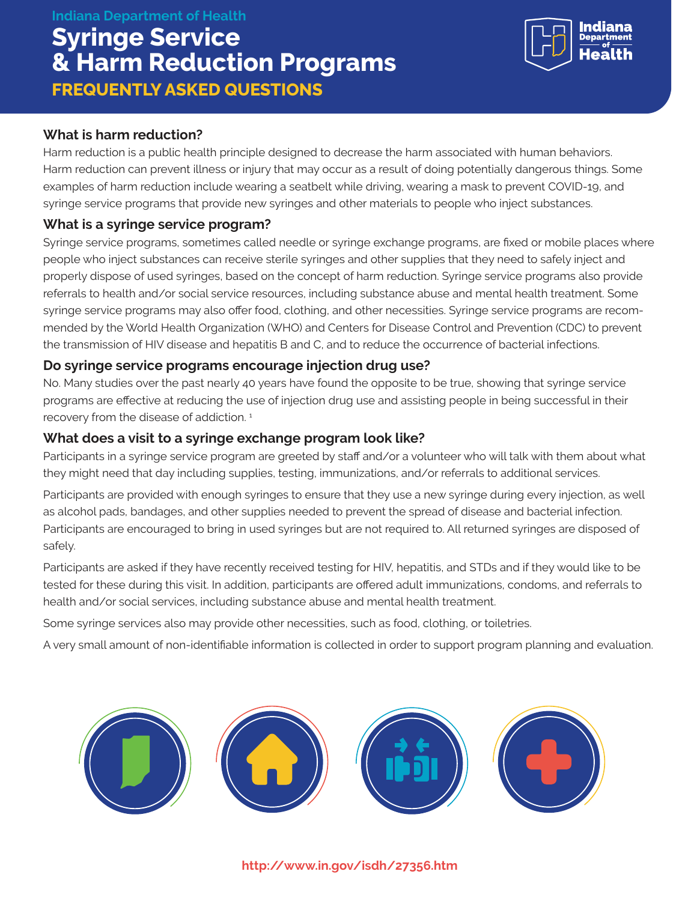Indiana Department of Health

# Syringe Service & Harm Reduction Programs

## FREQUENTLY ASKED QUESTIONS

### What is harm reduction?

Harm reduction is a public health principle designed to decrease the harm associated with human behaviors. Harm reduction can prevent illness or injury that may occur as a result of doing potentially dangerous things. Some examples of harm reduction include wearing a seatbelt while driving, wearing a mask to prevent COVID-19, and syringe service programs that provide new syringes and other materials to people who inject substances.

### What is a syringe service program?

Syringe service programs, sometimes called needle or syringe exchange programs, are fixed or mobile places where people who inject substances can receive sterile syringes and other supplies that they need to safely inject and properly dispose of used syringes, based on the concept of harm reduction. Syringe service programs also provide referrals to health and/or social service resources, including substance abuse and mental health treatment. Some syringe service programs may also offer food, clothing, and other necessities. Syringe service programs are recommended by the World Health Organization (WHO) and Centers for Disease Control and Prevention (CDC) to prevent the transmission of HIV disease and hepatitis B and C, and to reduce the occurrence of bacterial infections.

### Do syringe service programs encourage injection drug use?

No. Many studies over the past nearly 40 years have found the opposite to be true, showing that syringe service programs are effective at reducing the use of injection drug use and assisting people in being successful in their recovery from the disease of addiction. [1]

### What does a visit to a syringe exchange program look like?

Participants in a syringe service program are greeted by staff and/or a volunteer who will talk with them about what they might need that day including supplies, testing, immunizations, and/or referrals to additional services.

Participants are provided with enough syringes to ensure that they use a new syringe during every injection, as well as alcohol pads, bandages, and other supplies needed to prevent the spread of disease and bacterial infection. Participants are encouraged to bring in used syringes but are not required to. All returned syringes are disposed of safely.

Participants are asked if they have recently received testing for HIV, hepatitis, and STDs and if they would like to be tested for these during this visit. In addition, participants are offered adult immunizations, condoms, and referrals to health and/or social services, including substance abuse and mental health treatment.

Some syringe services also may provide other necessities, such as food, clothing, or toiletries.

A very small amount of non-identifiable information is collected in order to support program planning and evaluation.

http://www.in.gov/isdh/27356.htm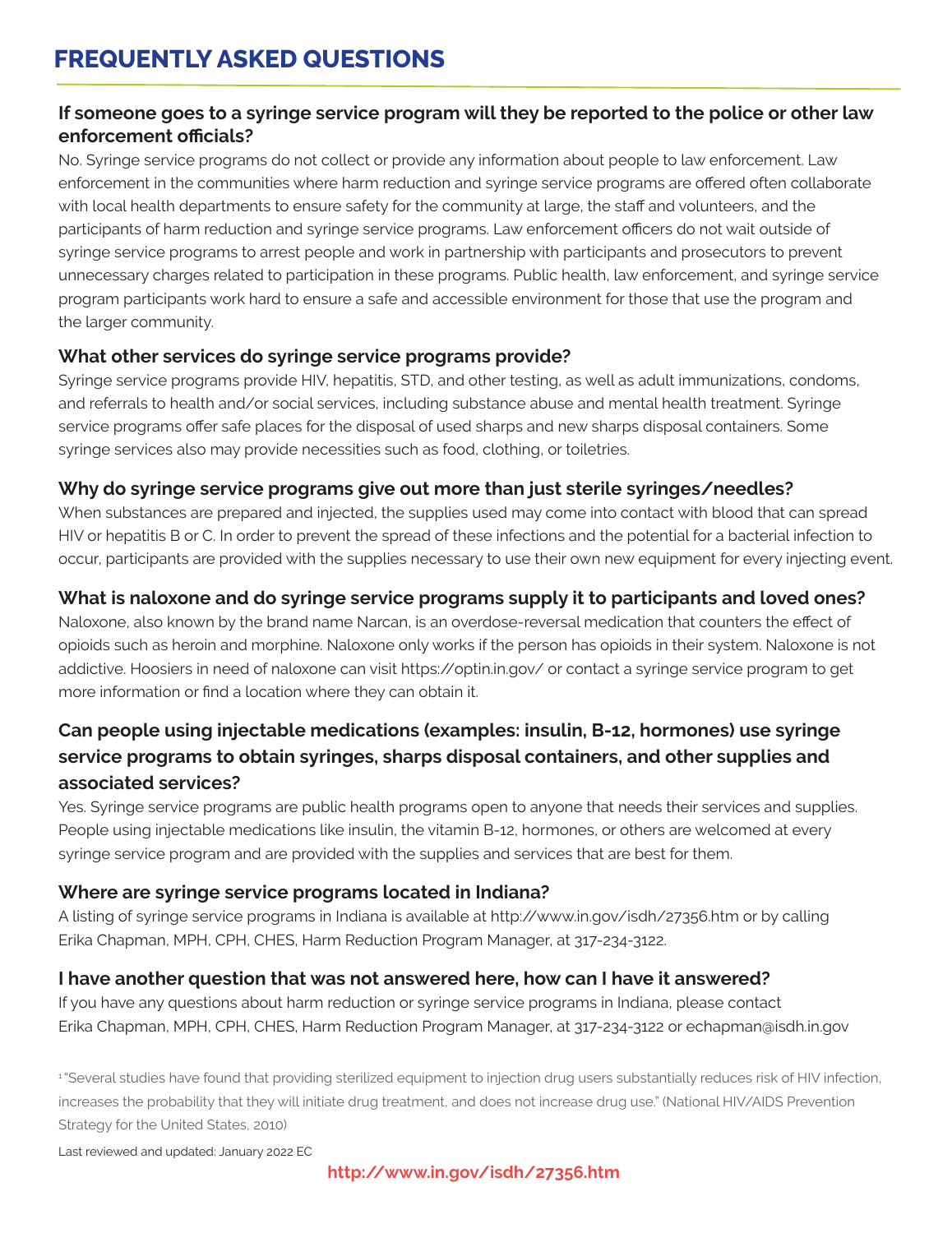## FREQUENTLY ASKED QUESTIONS

### If someone goes to a syringe service program will they be reported to the police or other law enforcement officials?

No. Syringe service programs do not collect or provide any information about people to law enforcement. Law enforcement in the communities where harm reduction and syringe service programs are offered often collaborate with local health departments to ensure safety for the community at large, the staff and volunteers, and the participants of harm reduction and syringe service programs. Law enforcement officers do not wait outside of syringe service programs to arrest people and work in partnership with participants and prosecutors to prevent unnecessary charges related to participation in these programs. Public health, law enforcement, and syringe service program participants work hard to ensure a safe and accessible environment for those that use the program and the larger community.

### What other services do syringe service programs provide?

Syringe service programs provide HIV, hepatitis, STD, and other testing, as well as adult immunizations, condoms, and referrals to health and/or social services, including substance abuse and mental health treatment. Syringe service programs offer safe places for the disposal of used sharps and new sharps disposal containers. Some syringe services also may provide necessities such as food, clothing, or toiletries.

### Why do syringe service programs give out more than just sterile syringes/needles?

When substances are prepared and injected, the supplies used may come into contact with blood that can spread HIV or hepatitis B or C. In order to prevent the spread of these infections and the potential for a bacterial infection to occur, participants are provided with the supplies necessary to use their own new equipment for every injecting event.

### What is naloxone and do syringe service programs supply it to participants and loved ones?

Naloxone, also known by the brand name Narcan, is an overdose-reversal medication that counters the effect of opioids such as heroin and morphine. Naloxone only works if the person has opioids in their system. Naloxone is not addictive. Hoosiers in need of naloxone can visit https://optin.in.gov/ or contact a syringe service program to get more information or find a location where they can obtain it.

### Can people using injectable medications (examples: insulin, B-12, hormones) use syringe service programs to obtain syringes, sharps disposal containers, and other supplies and associated services?

Yes. Syringe service programs are public health programs open to anyone that needs their services and supplies. People using injectable medications like insulin, the vitamin B-12, hormones, or others are welcomed at every syringe service program and are provided with the supplies and services that are best for them.

### Where are syringe service programs located in Indiana?

A listing of syringe service programs in Indiana is available at http://www.in.gov/isdh/27356.htm or by calling Erika Chapman, MPH, CPH, CHES, Harm Reduction Program Manager, at 317-234-3122.

### I have another question that was not answered here, how can I have it answered?

If you have any questions about harm reduction or syringe service programs in Indiana, please contact Erika Chapman, MPH, CPH, CHES, Harm Reduction Program Manager, at 317-234-3122 or echapman@isdh.in.gov

[1] "Several studies have found that providing sterilized equipment to injection drug users substantially reduces risk of HIV infection, increases the probability that they will initiate drug treatment, and does not increase drug use." (National HIV/AIDS Prevention Strategy for the United States, 2010)

Last reviewed and updated: January 2022 EC

**http://www.in.gov/isdh/27356.htm**